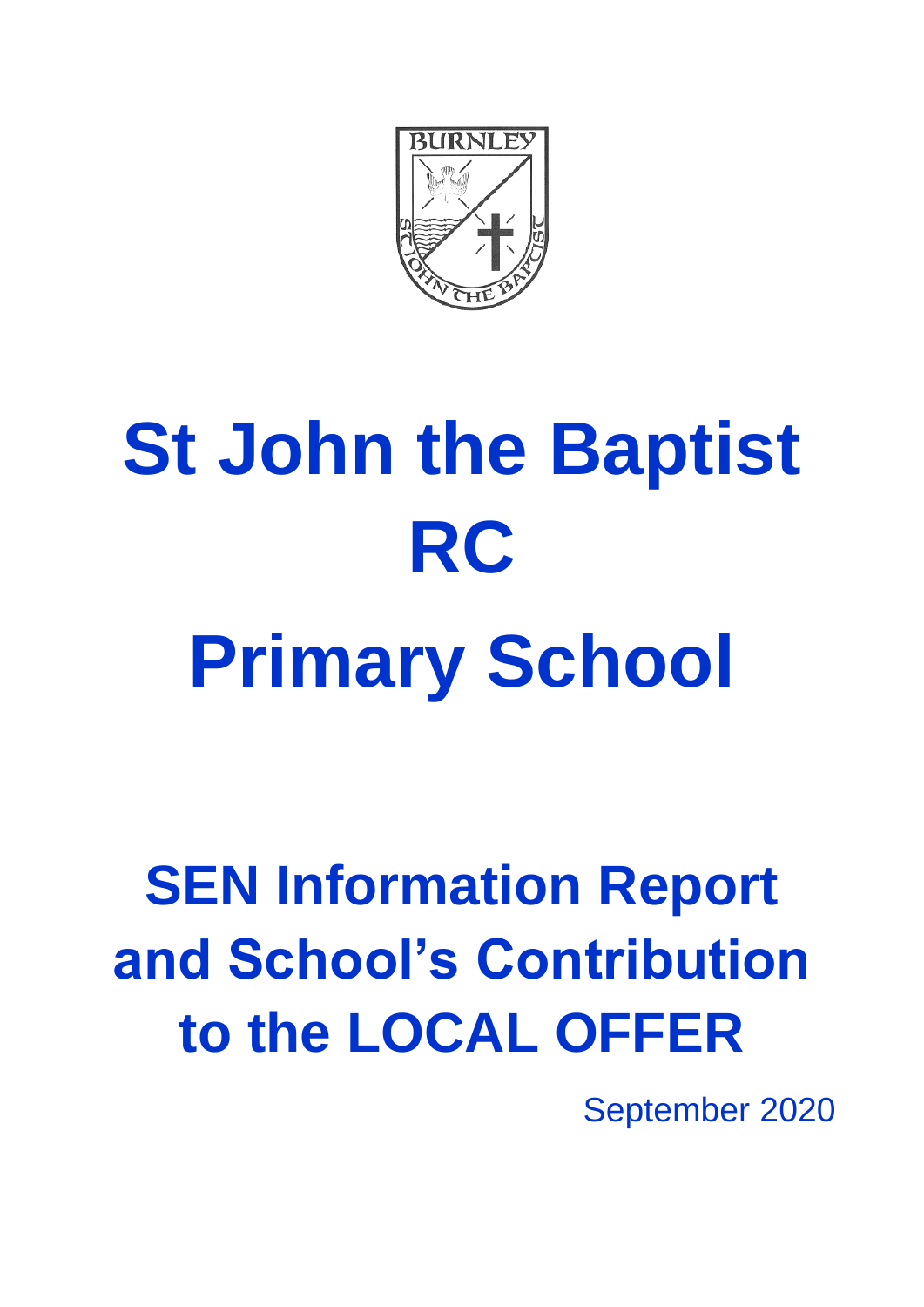# St John the Baptist RC Primary School

## SEN Information Report and School's Contribution to the LOCAL OFFER

September 2020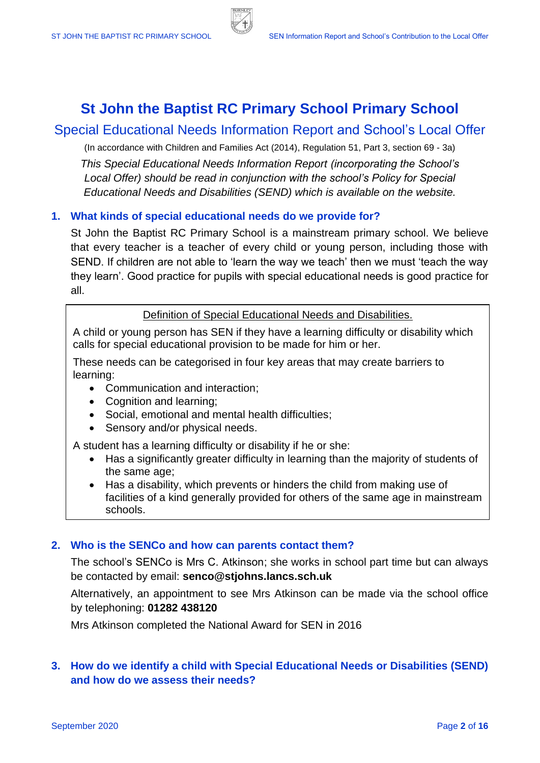# St John the Baptist RC Primary School Primary School

## Special Educational Needs Information Report and School's Local Offer

(In accordance with Children and Families Act (2014), Regulation 51, Part 3, section 69 - 3a)

*This Special Educational Needs Information Report (incorporating the School's Local Offer) should be read in conjunction with the school's Policy for Special Educational Needs and Disabilities (SEND) which is available on the website.*

### 1. What kinds of special educational needs do we provide for?

St John the Baptist RC Primary School is a mainstream primary school. We believe that every teacher is a teacher of every child or young person, including those with SEND. If children are not able to 'learn the way we teach' then we must 'teach the way they learn'. Good practice for pupils with special educational needs is good practice for all.

> Definition of Special Educational Needs and Disabilities.
>
> A child or young person has SEN if they have a learning difficulty or disability which calls for special educational provision to be made for him or her.
>
> These needs can be categorised in four key areas that may create barriers to learning:
>
> - Communication and interaction;
> - Cognition and learning;
> - Social, emotional and mental health difficulties;
> - Sensory and/or physical needs.
>
> A student has a learning difficulty or disability if he or she:
>
> - Has a significantly greater difficulty in learning than the majority of students of the same age;
> - Has a disability, which prevents or hinders the child from making use of facilities of a kind generally provided for others of the same age in mainstream schools.

### 2. Who is the SENCo and how can parents contact them?

The school's SENCo is Mrs C. Atkinson; she works in school part time but can always be contacted by email: **senco@stjohns.lancs.sch.uk**

Alternatively, an appointment to see Mrs Atkinson can be made via the school office by telephoning: **01282 438120**

Mrs Atkinson completed the National Award for SEN in 2016

### 3. How do we identify a child with Special Educational Needs or Disabilities (SEND) and how do we assess their needs?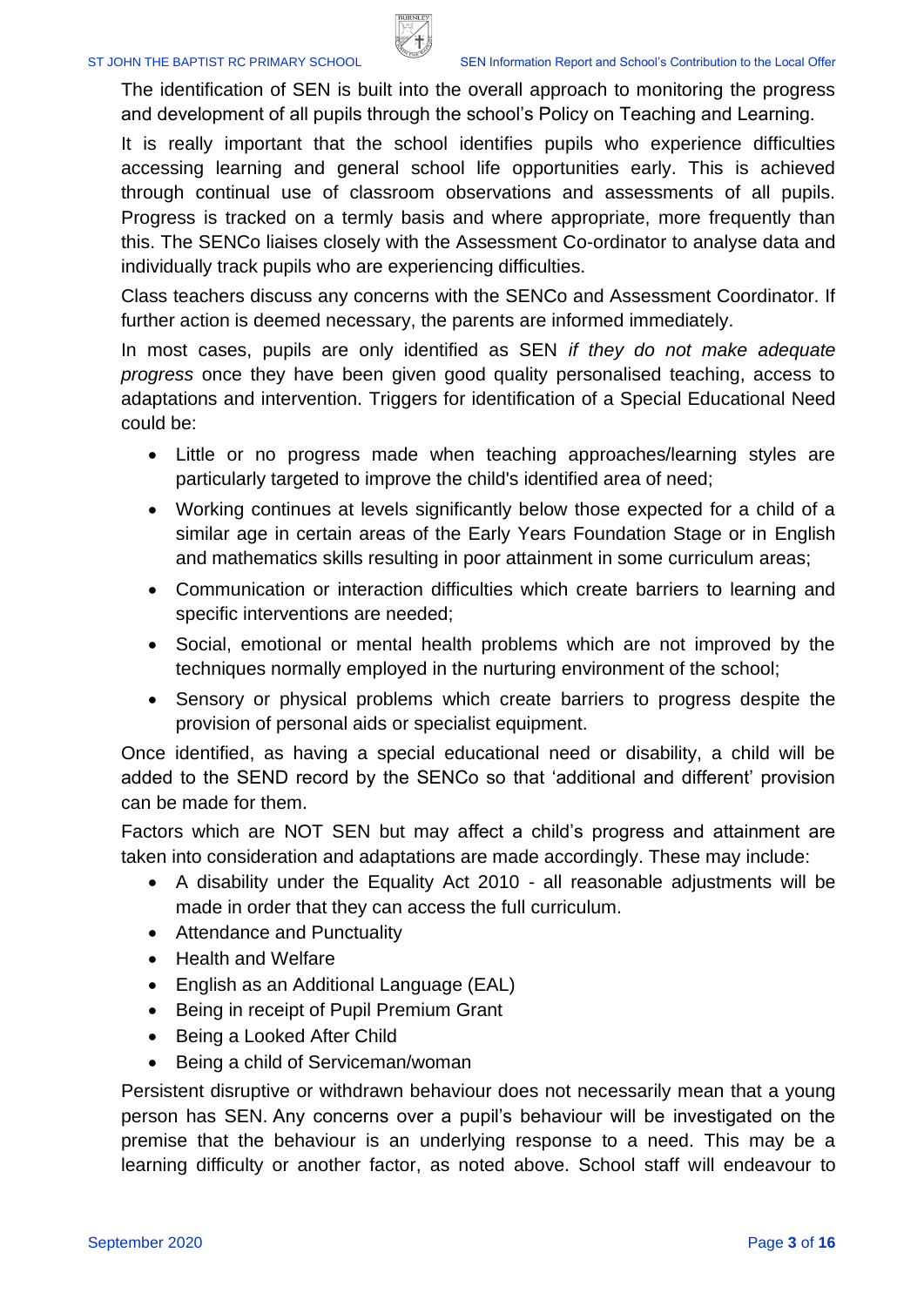The identification of SEN is built into the overall approach to monitoring the progress and development of all pupils through the school's Policy on Teaching and Learning.

It is really important that the school identifies pupils who experience difficulties accessing learning and general school life opportunities early. This is achieved through continual use of classroom observations and assessments of all pupils. Progress is tracked on a termly basis and where appropriate, more frequently than this. The SENCo liaises closely with the Assessment Co-ordinator to analyse data and individually track pupils who are experiencing difficulties.

Class teachers discuss any concerns with the SENCo and Assessment Coordinator. If further action is deemed necessary, the parents are informed immediately.

In most cases, pupils are only identified as SEN *if they do not make adequate progress* once they have been given good quality personalised teaching, access to adaptations and intervention. Triggers for identification of a Special Educational Need could be:

- Little or no progress made when teaching approaches/learning styles are particularly targeted to improve the child's identified area of need;
- Working continues at levels significantly below those expected for a child of a similar age in certain areas of the Early Years Foundation Stage or in English and mathematics skills resulting in poor attainment in some curriculum areas;
- Communication or interaction difficulties which create barriers to learning and specific interventions are needed;
- Social, emotional or mental health problems which are not improved by the techniques normally employed in the nurturing environment of the school;
- Sensory or physical problems which create barriers to progress despite the provision of personal aids or specialist equipment.

Once identified, as having a special educational need or disability, a child will be added to the SEND record by the SENCo so that 'additional and different' provision can be made for them.

Factors which are NOT SEN but may affect a child's progress and attainment are taken into consideration and adaptations are made accordingly. These may include:

- A disability under the Equality Act 2010 - all reasonable adjustments will be made in order that they can access the full curriculum.
- Attendance and Punctuality
- Health and Welfare
- English as an Additional Language (EAL)
- Being in receipt of Pupil Premium Grant
- Being a Looked After Child
- Being a child of Serviceman/woman

Persistent disruptive or withdrawn behaviour does not necessarily mean that a young person has SEN. Any concerns over a pupil's behaviour will be investigated on the premise that the behaviour is an underlying response to a need. This may be a learning difficulty or another factor, as noted above. School staff will endeavour to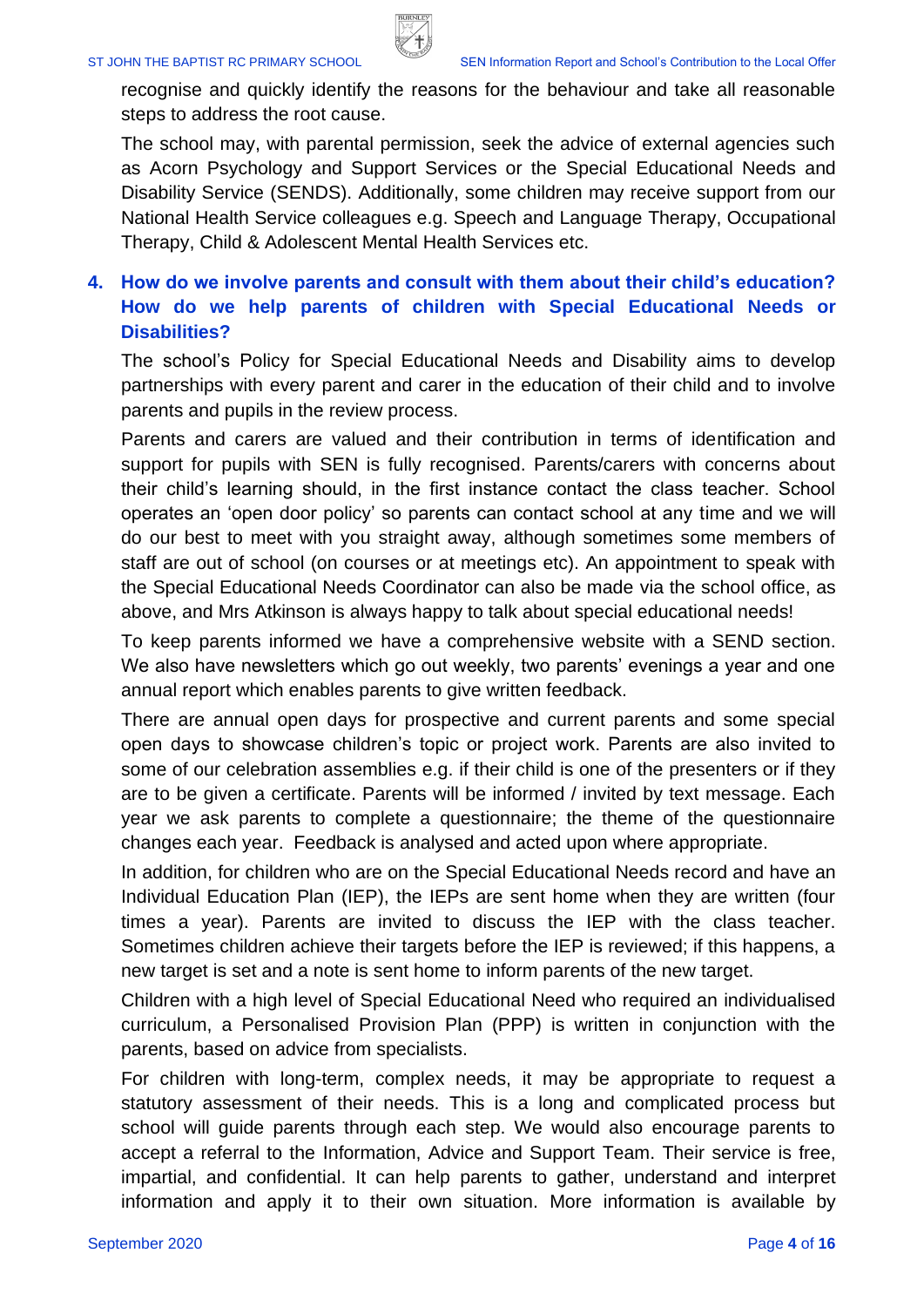recognise and quickly identify the reasons for the behaviour and take all reasonable steps to address the root cause.

The school may, with parental permission, seek the advice of external agencies such as Acorn Psychology and Support Services or the Special Educational Needs and Disability Service (SENDS). Additionally, some children may receive support from our National Health Service colleagues e.g. Speech and Language Therapy, Occupational Therapy, Child & Adolescent Mental Health Services etc.

## 4. How do we involve parents and consult with them about their child's education? How do we help parents of children with Special Educational Needs or Disabilities?

The school's Policy for Special Educational Needs and Disability aims to develop partnerships with every parent and carer in the education of their child and to involve parents and pupils in the review process.

Parents and carers are valued and their contribution in terms of identification and support for pupils with SEN is fully recognised. Parents/carers with concerns about their child's learning should, in the first instance contact the class teacher. School operates an 'open door policy' so parents can contact school at any time and we will do our best to meet with you straight away, although sometimes some members of staff are out of school (on courses or at meetings etc). An appointment to speak with the Special Educational Needs Coordinator can also be made via the school office, as above, and Mrs Atkinson is always happy to talk about special educational needs!

To keep parents informed we have a comprehensive website with a SEND section. We also have newsletters which go out weekly, two parents' evenings a year and one annual report which enables parents to give written feedback.

There are annual open days for prospective and current parents and some special open days to showcase children's topic or project work. Parents are also invited to some of our celebration assemblies e.g. if their child is one of the presenters or if they are to be given a certificate. Parents will be informed / invited by text message. Each year we ask parents to complete a questionnaire; the theme of the questionnaire changes each year. Feedback is analysed and acted upon where appropriate.

In addition, for children who are on the Special Educational Needs record and have an Individual Education Plan (IEP), the IEPs are sent home when they are written (four times a year). Parents are invited to discuss the IEP with the class teacher. Sometimes children achieve their targets before the IEP is reviewed; if this happens, a new target is set and a note is sent home to inform parents of the new target.

Children with a high level of Special Educational Need who required an individualised curriculum, a Personalised Provision Plan (PPP) is written in conjunction with the parents, based on advice from specialists.

For children with long-term, complex needs, it may be appropriate to request a statutory assessment of their needs. This is a long and complicated process but school will guide parents through each step. We would also encourage parents to accept a referral to the Information, Advice and Support Team. Their service is free, impartial, and confidential. It can help parents to gather, understand and interpret information and apply it to their own situation. More information is available by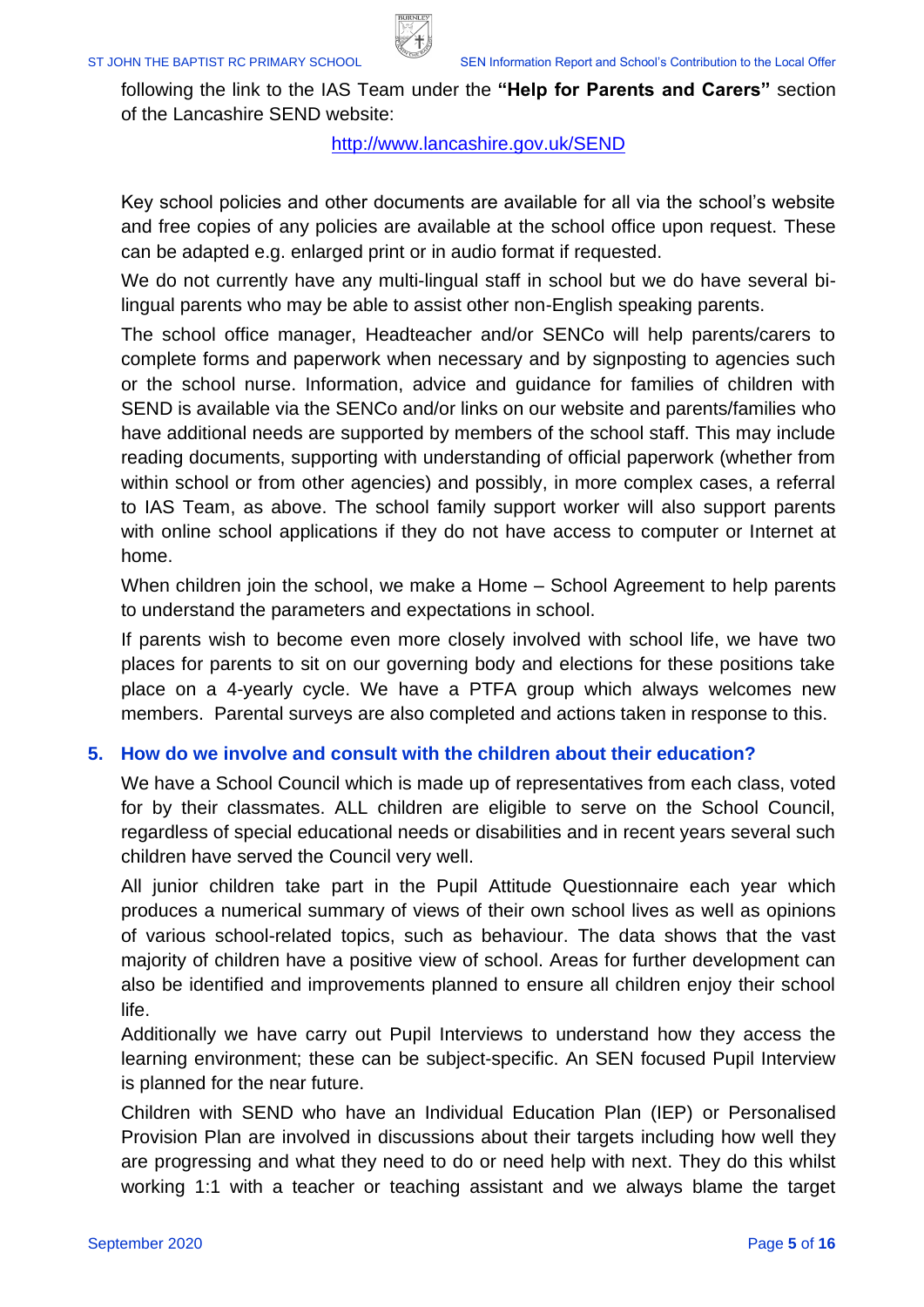following the link to the IAS Team under the **"Help for Parents and Carers"** section of the Lancashire SEND website:

http://www.lancashire.gov.uk/SEND

Key school policies and other documents are available for all via the school's website and free copies of any policies are available at the school office upon request. These can be adapted e.g. enlarged print or in audio format if requested.

We do not currently have any multi-lingual staff in school but we do have several bi-lingual parents who may be able to assist other non-English speaking parents.

The school office manager, Headteacher and/or SENCo will help parents/carers to complete forms and paperwork when necessary and by signposting to agencies such or the school nurse. Information, advice and guidance for families of children with SEND is available via the SENCo and/or links on our website and parents/families who have additional needs are supported by members of the school staff. This may include reading documents, supporting with understanding of official paperwork (whether from within school or from other agencies) and possibly, in more complex cases, a referral to IAS Team, as above. The school family support worker will also support parents with online school applications if they do not have access to computer or Internet at home.

When children join the school, we make a Home – School Agreement to help parents to understand the parameters and expectations in school.

If parents wish to become even more closely involved with school life, we have two places for parents to sit on our governing body and elections for these positions take place on a 4-yearly cycle. We have a PTFA group which always welcomes new members. Parental surveys are also completed and actions taken in response to this.

## 5. How do we involve and consult with the children about their education?

We have a School Council which is made up of representatives from each class, voted for by their classmates. ALL children are eligible to serve on the School Council, regardless of special educational needs or disabilities and in recent years several such children have served the Council very well.

All junior children take part in the Pupil Attitude Questionnaire each year which produces a numerical summary of views of their own school lives as well as opinions of various school-related topics, such as behaviour. The data shows that the vast majority of children have a positive view of school. Areas for further development can also be identified and improvements planned to ensure all children enjoy their school life.

Additionally we have carry out Pupil Interviews to understand how they access the learning environment; these can be subject-specific. An SEN focused Pupil Interview is planned for the near future.

Children with SEND who have an Individual Education Plan (IEP) or Personalised Provision Plan are involved in discussions about their targets including how well they are progressing and what they need to do or need help with next. They do this whilst working 1:1 with a teacher or teaching assistant and we always blame the target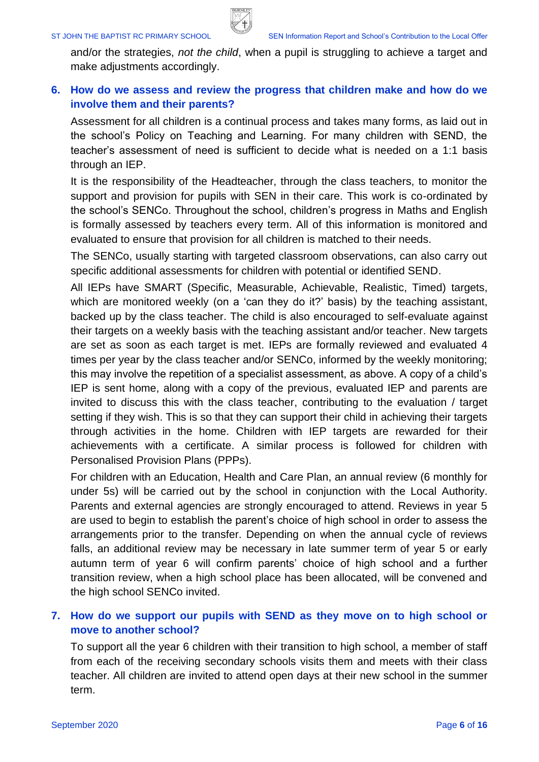and/or the strategies, *not the child*, when a pupil is struggling to achieve a target and make adjustments accordingly.

## 6. How do we assess and review the progress that children make and how do we involve them and their parents?

Assessment for all children is a continual process and takes many forms, as laid out in the school's Policy on Teaching and Learning. For many children with SEND, the teacher's assessment of need is sufficient to decide what is needed on a 1:1 basis through an IEP.

It is the responsibility of the Headteacher, through the class teachers, to monitor the support and provision for pupils with SEN in their care. This work is co-ordinated by the school's SENCo. Throughout the school, children's progress in Maths and English is formally assessed by teachers every term. All of this information is monitored and evaluated to ensure that provision for all children is matched to their needs.

The SENCo, usually starting with targeted classroom observations, can also carry out specific additional assessments for children with potential or identified SEND.

All IEPs have SMART (Specific, Measurable, Achievable, Realistic, Timed) targets, which are monitored weekly (on a 'can they do it?' basis) by the teaching assistant, backed up by the class teacher. The child is also encouraged to self-evaluate against their targets on a weekly basis with the teaching assistant and/or teacher. New targets are set as soon as each target is met. IEPs are formally reviewed and evaluated 4 times per year by the class teacher and/or SENCo, informed by the weekly monitoring; this may involve the repetition of a specialist assessment, as above. A copy of a child's IEP is sent home, along with a copy of the previous, evaluated IEP and parents are invited to discuss this with the class teacher, contributing to the evaluation / target setting if they wish. This is so that they can support their child in achieving their targets through activities in the home. Children with IEP targets are rewarded for their achievements with a certificate. A similar process is followed for children with Personalised Provision Plans (PPPs).

For children with an Education, Health and Care Plan, an annual review (6 monthly for under 5s) will be carried out by the school in conjunction with the Local Authority. Parents and external agencies are strongly encouraged to attend. Reviews in year 5 are used to begin to establish the parent's choice of high school in order to assess the arrangements prior to the transfer. Depending on when the annual cycle of reviews falls, an additional review may be necessary in late summer term of year 5 or early autumn term of year 6 will confirm parents' choice of high school and a further transition review, when a high school place has been allocated, will be convened and the high school SENCo invited.

## 7. How do we support our pupils with SEND as they move on to high school or move to another school?

To support all the year 6 children with their transition to high school, a member of staff from each of the receiving secondary schools visits them and meets with their class teacher. All children are invited to attend open days at their new school in the summer term.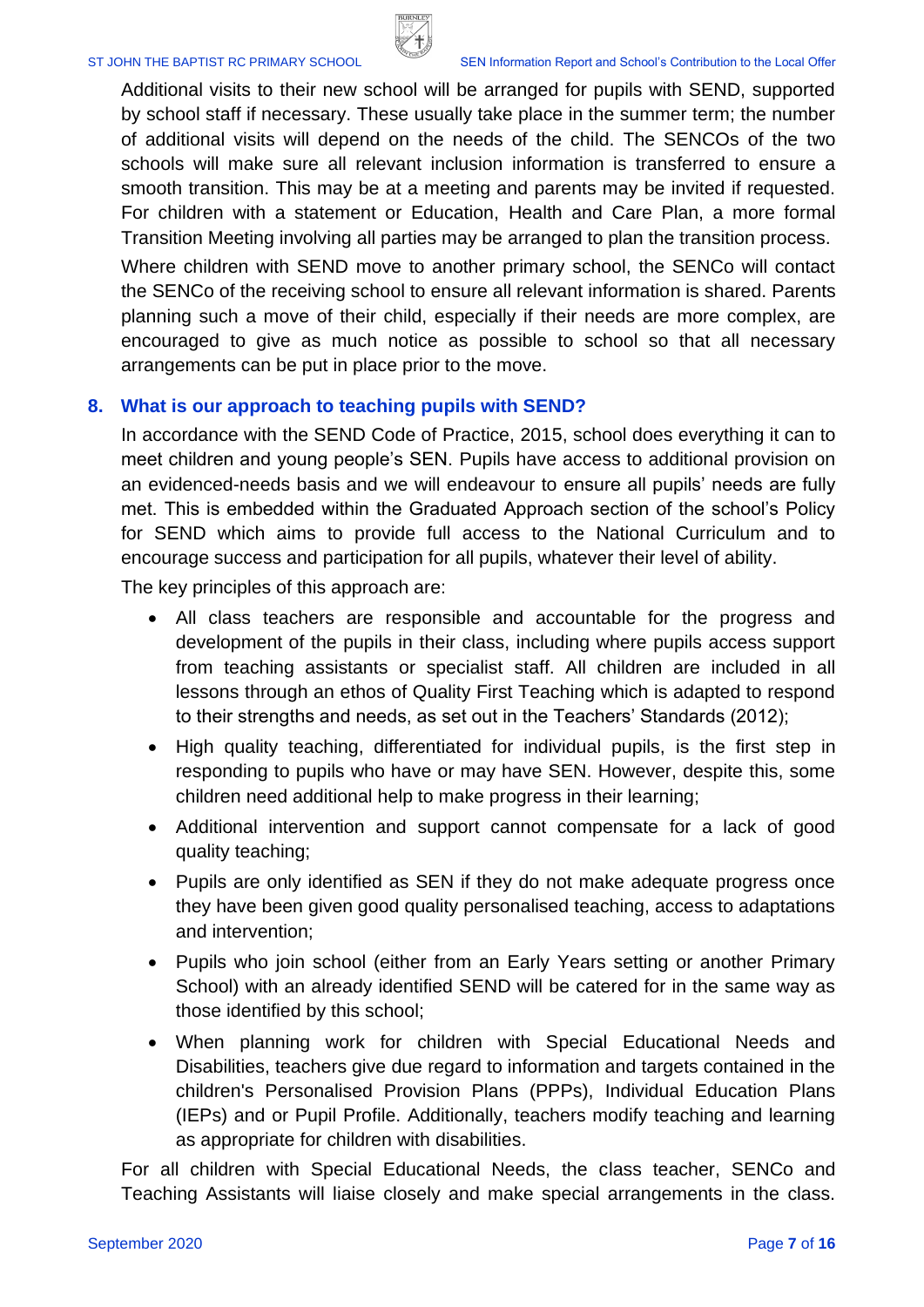Additional visits to their new school will be arranged for pupils with SEND, supported by school staff if necessary. These usually take place in the summer term; the number of additional visits will depend on the needs of the child. The SENCOs of the two schools will make sure all relevant inclusion information is transferred to ensure a smooth transition. This may be at a meeting and parents may be invited if requested. For children with a statement or Education, Health and Care Plan, a more formal Transition Meeting involving all parties may be arranged to plan the transition process.

Where children with SEND move to another primary school, the SENCo will contact the SENCo of the receiving school to ensure all relevant information is shared. Parents planning such a move of their child, especially if their needs are more complex, are encouraged to give as much notice as possible to school so that all necessary arrangements can be put in place prior to the move.

## 8. What is our approach to teaching pupils with SEND?

In accordance with the SEND Code of Practice, 2015, school does everything it can to meet children and young people's SEN. Pupils have access to additional provision on an evidenced-needs basis and we will endeavour to ensure all pupils' needs are fully met. This is embedded within the Graduated Approach section of the school's Policy for SEND which aims to provide full access to the National Curriculum and to encourage success and participation for all pupils, whatever their level of ability.

The key principles of this approach are:

- All class teachers are responsible and accountable for the progress and development of the pupils in their class, including where pupils access support from teaching assistants or specialist staff. All children are included in all lessons through an ethos of Quality First Teaching which is adapted to respond to their strengths and needs, as set out in the Teachers' Standards (2012);
- High quality teaching, differentiated for individual pupils, is the first step in responding to pupils who have or may have SEN. However, despite this, some children need additional help to make progress in their learning;
- Additional intervention and support cannot compensate for a lack of good quality teaching;
- Pupils are only identified as SEN if they do not make adequate progress once they have been given good quality personalised teaching, access to adaptations and intervention;
- Pupils who join school (either from an Early Years setting or another Primary School) with an already identified SEND will be catered for in the same way as those identified by this school;
- When planning work for children with Special Educational Needs and Disabilities, teachers give due regard to information and targets contained in the children's Personalised Provision Plans (PPPs), Individual Education Plans (IEPs) and or Pupil Profile. Additionally, teachers modify teaching and learning as appropriate for children with disabilities.

For all children with Special Educational Needs, the class teacher, SENCo and Teaching Assistants will liaise closely and make special arrangements in the class.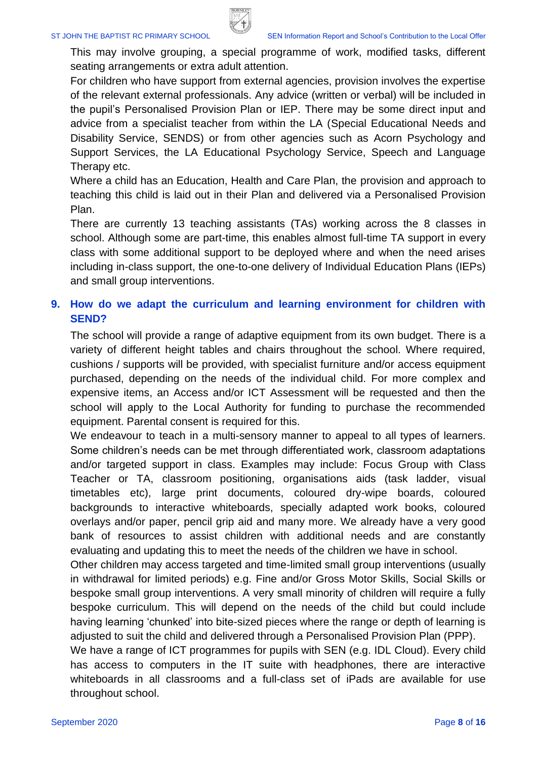This may involve grouping, a special programme of work, modified tasks, different seating arrangements or extra adult attention.

For children who have support from external agencies, provision involves the expertise of the relevant external professionals. Any advice (written or verbal) will be included in the pupil's Personalised Provision Plan or IEP. There may be some direct input and advice from a specialist teacher from within the LA (Special Educational Needs and Disability Service, SENDS) or from other agencies such as Acorn Psychology and Support Services, the LA Educational Psychology Service, Speech and Language Therapy etc.

Where a child has an Education, Health and Care Plan, the provision and approach to teaching this child is laid out in their Plan and delivered via a Personalised Provision Plan.

There are currently 13 teaching assistants (TAs) working across the 8 classes in school. Although some are part-time, this enables almost full-time TA support in every class with some additional support to be deployed where and when the need arises including in-class support, the one-to-one delivery of Individual Education Plans (IEPs) and small group interventions.

## 9. How do we adapt the curriculum and learning environment for children with SEND?

The school will provide a range of adaptive equipment from its own budget. There is a variety of different height tables and chairs throughout the school. Where required, cushions / supports will be provided, with specialist furniture and/or access equipment purchased, depending on the needs of the individual child. For more complex and expensive items, an Access and/or ICT Assessment will be requested and then the school will apply to the Local Authority for funding to purchase the recommended equipment. Parental consent is required for this.

We endeavour to teach in a multi-sensory manner to appeal to all types of learners. Some children's needs can be met through differentiated work, classroom adaptations and/or targeted support in class. Examples may include: Focus Group with Class Teacher or TA, classroom positioning, organisations aids (task ladder, visual timetables etc), large print documents, coloured dry-wipe boards, coloured backgrounds to interactive whiteboards, specially adapted work books, coloured overlays and/or paper, pencil grip aid and many more. We already have a very good bank of resources to assist children with additional needs and are constantly evaluating and updating this to meet the needs of the children we have in school.

Other children may access targeted and time-limited small group interventions (usually in withdrawal for limited periods) e.g. Fine and/or Gross Motor Skills, Social Skills or bespoke small group interventions. A very small minority of children will require a fully bespoke curriculum. This will depend on the needs of the child but could include having learning 'chunked' into bite-sized pieces where the range or depth of learning is adjusted to suit the child and delivered through a Personalised Provision Plan (PPP).

We have a range of ICT programmes for pupils with SEN (e.g. IDL Cloud). Every child has access to computers in the IT suite with headphones, there are interactive whiteboards in all classrooms and a full-class set of iPads are available for use throughout school.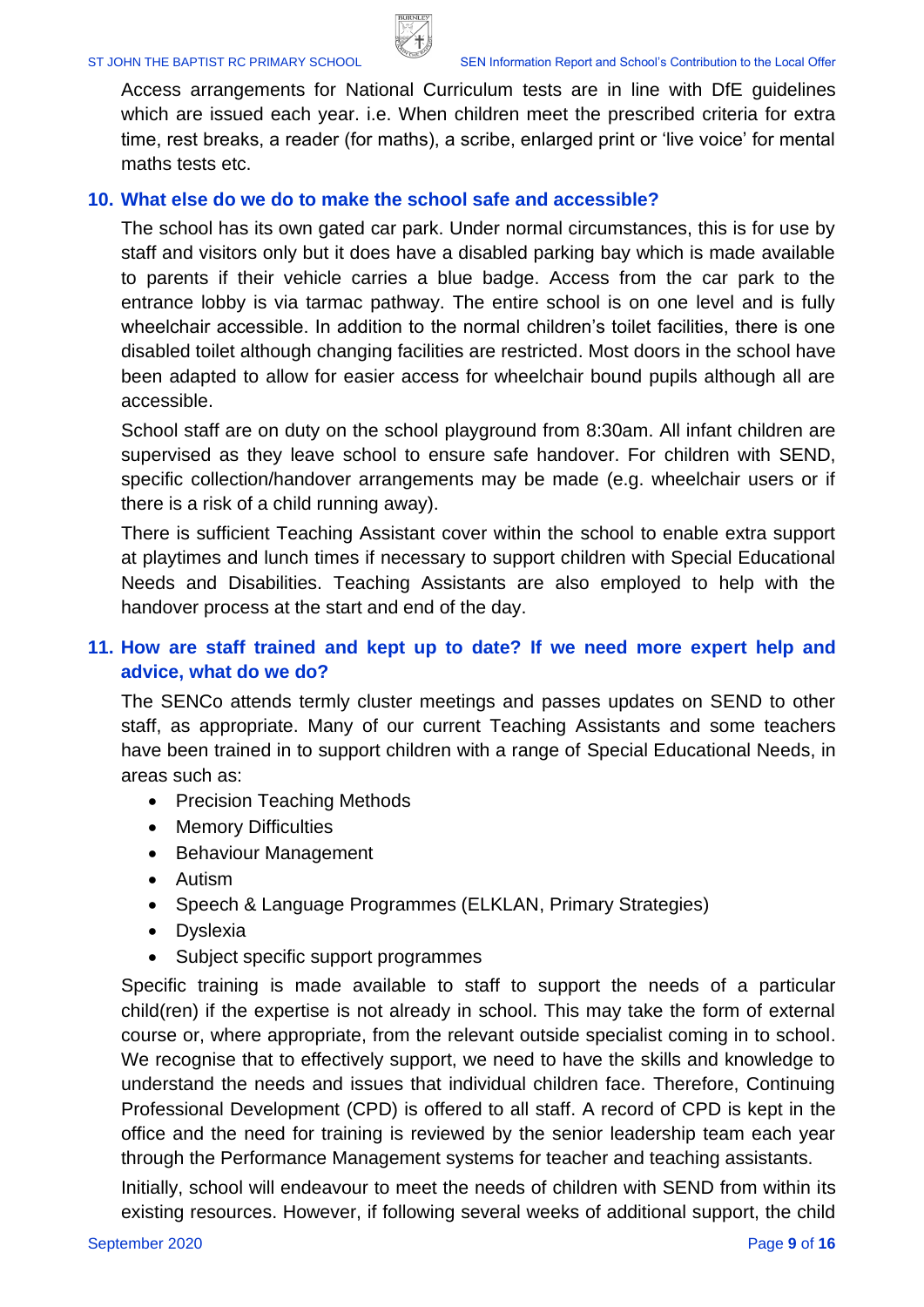Access arrangements for National Curriculum tests are in line with DfE guidelines which are issued each year. i.e. When children meet the prescribed criteria for extra time, rest breaks, a reader (for maths), a scribe, enlarged print or 'live voice' for mental maths tests etc.

## 10. What else do we do to make the school safe and accessible?

The school has its own gated car park. Under normal circumstances, this is for use by staff and visitors only but it does have a disabled parking bay which is made available to parents if their vehicle carries a blue badge. Access from the car park to the entrance lobby is via tarmac pathway. The entire school is on one level and is fully wheelchair accessible. In addition to the normal children's toilet facilities, there is one disabled toilet although changing facilities are restricted. Most doors in the school have been adapted to allow for easier access for wheelchair bound pupils although all are accessible.

School staff are on duty on the school playground from 8:30am. All infant children are supervised as they leave school to ensure safe handover. For children with SEND, specific collection/handover arrangements may be made (e.g. wheelchair users or if there is a risk of a child running away).

There is sufficient Teaching Assistant cover within the school to enable extra support at playtimes and lunch times if necessary to support children with Special Educational Needs and Disabilities. Teaching Assistants are also employed to help with the handover process at the start and end of the day.

## 11. How are staff trained and kept up to date? If we need more expert help and advice, what do we do?

The SENCo attends termly cluster meetings and passes updates on SEND to other staff, as appropriate. Many of our current Teaching Assistants and some teachers have been trained in to support children with a range of Special Educational Needs, in areas such as:

- Precision Teaching Methods
- Memory Difficulties
- Behaviour Management
- Autism
- Speech & Language Programmes (ELKLAN, Primary Strategies)
- Dyslexia
- Subject specific support programmes

Specific training is made available to staff to support the needs of a particular child(ren) if the expertise is not already in school. This may take the form of external course or, where appropriate, from the relevant outside specialist coming in to school. We recognise that to effectively support, we need to have the skills and knowledge to understand the needs and issues that individual children face. Therefore, Continuing Professional Development (CPD) is offered to all staff. A record of CPD is kept in the office and the need for training is reviewed by the senior leadership team each year through the Performance Management systems for teacher and teaching assistants.

Initially, school will endeavour to meet the needs of children with SEND from within its existing resources. However, if following several weeks of additional support, the child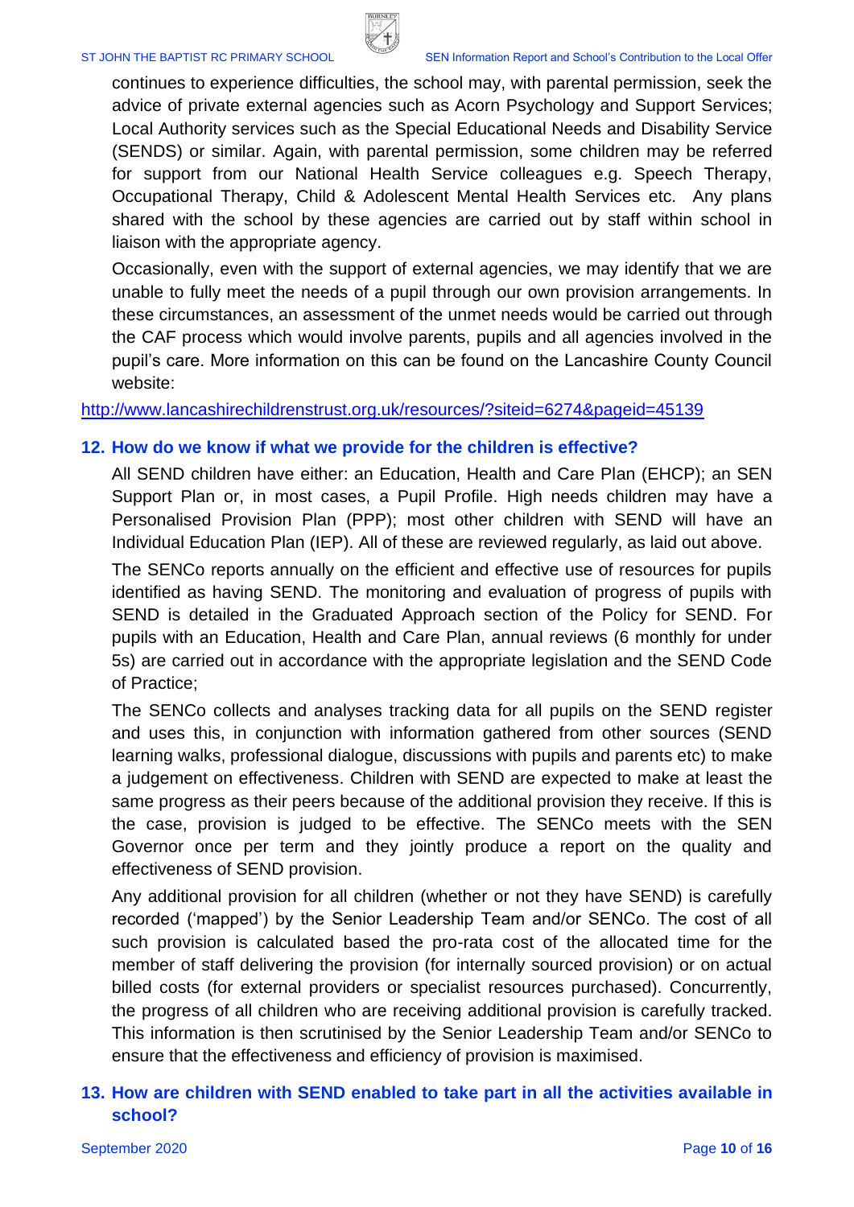continues to experience difficulties, the school may, with parental permission, seek the advice of private external agencies such as Acorn Psychology and Support Services; Local Authority services such as the Special Educational Needs and Disability Service (SENDS) or similar. Again, with parental permission, some children may be referred for support from our National Health Service colleagues e.g. Speech Therapy, Occupational Therapy, Child & Adolescent Mental Health Services etc. Any plans shared with the school by these agencies are carried out by staff within school in liaison with the appropriate agency.

Occasionally, even with the support of external agencies, we may identify that we are unable to fully meet the needs of a pupil through our own provision arrangements. In these circumstances, an assessment of the unmet needs would be carried out through the CAF process which would involve parents, pupils and all agencies involved in the pupil's care. More information on this can be found on the Lancashire County Council website:

http://www.lancashirechildrenstrust.org.uk/resources/?siteid=6274&pageid=45139

## 12. How do we know if what we provide for the children is effective?

All SEND children have either: an Education, Health and Care Plan (EHCP); an SEN Support Plan or, in most cases, a Pupil Profile. High needs children may have a Personalised Provision Plan (PPP); most other children with SEND will have an Individual Education Plan (IEP). All of these are reviewed regularly, as laid out above.

The SENCo reports annually on the efficient and effective use of resources for pupils identified as having SEND. The monitoring and evaluation of progress of pupils with SEND is detailed in the Graduated Approach section of the Policy for SEND. For pupils with an Education, Health and Care Plan, annual reviews (6 monthly for under 5s) are carried out in accordance with the appropriate legislation and the SEND Code of Practice;

The SENCo collects and analyses tracking data for all pupils on the SEND register and uses this, in conjunction with information gathered from other sources (SEND learning walks, professional dialogue, discussions with pupils and parents etc) to make a judgement on effectiveness. Children with SEND are expected to make at least the same progress as their peers because of the additional provision they receive. If this is the case, provision is judged to be effective. The SENCo meets with the SEN Governor once per term and they jointly produce a report on the quality and effectiveness of SEND provision.

Any additional provision for all children (whether or not they have SEND) is carefully recorded ('mapped') by the Senior Leadership Team and/or SENCo. The cost of all such provision is calculated based the pro-rata cost of the allocated time for the member of staff delivering the provision (for internally sourced provision) or on actual billed costs (for external providers or specialist resources purchased). Concurrently, the progress of all children who are receiving additional provision is carefully tracked. This information is then scrutinised by the Senior Leadership Team and/or SENCo to ensure that the effectiveness and efficiency of provision is maximised.

## 13. How are children with SEND enabled to take part in all the activities available in school?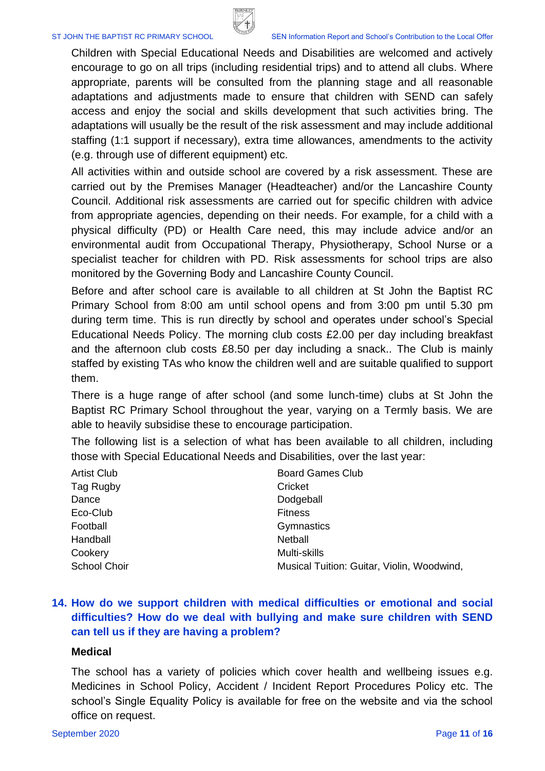Children with Special Educational Needs and Disabilities are welcomed and actively encourage to go on all trips (including residential trips) and to attend all clubs. Where appropriate, parents will be consulted from the planning stage and all reasonable adaptations and adjustments made to ensure that children with SEND can safely access and enjoy the social and skills development that such activities bring. The adaptations will usually be the result of the risk assessment and may include additional staffing (1:1 support if necessary), extra time allowances, amendments to the activity (e.g. through use of different equipment) etc.

All activities within and outside school are covered by a risk assessment. These are carried out by the Premises Manager (Headteacher) and/or the Lancashire County Council. Additional risk assessments are carried out for specific children with advice from appropriate agencies, depending on their needs. For example, for a child with a physical difficulty (PD) or Health Care need, this may include advice and/or an environmental audit from Occupational Therapy, Physiotherapy, School Nurse or a specialist teacher for children with PD. Risk assessments for school trips are also monitored by the Governing Body and Lancashire County Council.

Before and after school care is available to all children at St John the Baptist RC Primary School from 8:00 am until school opens and from 3:00 pm until 5.30 pm during term time. This is run directly by school and operates under school's Special Educational Needs Policy. The morning club costs £2.00 per day including breakfast and the afternoon club costs £8.50 per day including a snack.. The Club is mainly staffed by existing TAs who know the children well and are suitable qualified to support them.

There is a huge range of after school (and some lunch-time) clubs at St John the Baptist RC Primary School throughout the year, varying on a Termly basis. We are able to heavily subsidise these to encourage participation.

The following list is a selection of what has been available to all children, including those with Special Educational Needs and Disabilities, over the last year:

| | |
|---|---|
| Artist Club | Board Games Club |
| Tag Rugby | Cricket |
| Dance | Dodgeball |
| Eco-Club | Fitness |
| Football | Gymnastics |
| Handball | Netball |
| Cookery | Multi-skills |
| School Choir | Musical Tuition: Guitar, Violin, Woodwind, |

## 14. How do we support children with medical difficulties or emotional and social difficulties? How do we deal with bullying and make sure children with SEND can tell us if they are having a problem?

### Medical

The school has a variety of policies which cover health and wellbeing issues e.g. Medicines in School Policy, Accident / Incident Report Procedures Policy etc. The school's Single Equality Policy is available for free on the website and via the school office on request.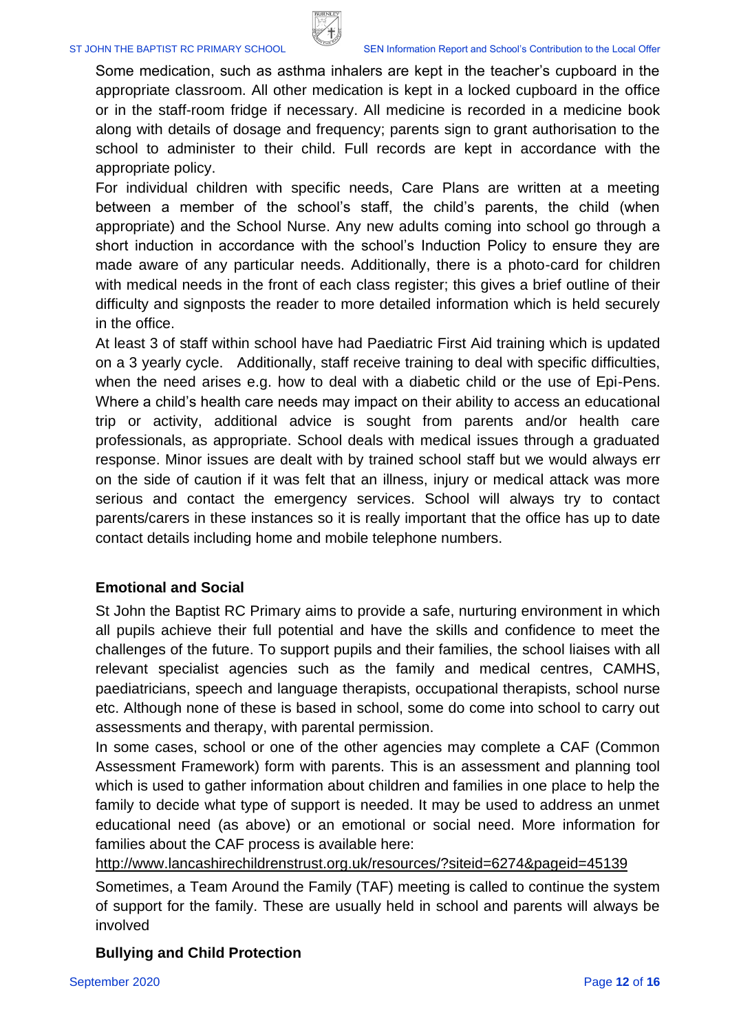Some medication, such as asthma inhalers are kept in the teacher's cupboard in the appropriate classroom. All other medication is kept in a locked cupboard in the office or in the staff-room fridge if necessary. All medicine is recorded in a medicine book along with details of dosage and frequency; parents sign to grant authorisation to the school to administer to their child. Full records are kept in accordance with the appropriate policy.

For individual children with specific needs, Care Plans are written at a meeting between a member of the school's staff, the child's parents, the child (when appropriate) and the School Nurse. Any new adults coming into school go through a short induction in accordance with the school's Induction Policy to ensure they are made aware of any particular needs. Additionally, there is a photo-card for children with medical needs in the front of each class register; this gives a brief outline of their difficulty and signposts the reader to more detailed information which is held securely in the office.

At least 3 of staff within school have had Paediatric First Aid training which is updated on a 3 yearly cycle. Additionally, staff receive training to deal with specific difficulties, when the need arises e.g. how to deal with a diabetic child or the use of Epi-Pens. Where a child's health care needs may impact on their ability to access an educational trip or activity, additional advice is sought from parents and/or health care professionals, as appropriate. School deals with medical issues through a graduated response. Minor issues are dealt with by trained school staff but we would always err on the side of caution if it was felt that an illness, injury or medical attack was more serious and contact the emergency services. School will always try to contact parents/carers in these instances so it is really important that the office has up to date contact details including home and mobile telephone numbers.

**Emotional and Social**

St John the Baptist RC Primary aims to provide a safe, nurturing environment in which all pupils achieve their full potential and have the skills and confidence to meet the challenges of the future. To support pupils and their families, the school liaises with all relevant specialist agencies such as the family and medical centres, CAMHS, paediatricians, speech and language therapists, occupational therapists, school nurse etc. Although none of these is based in school, some do come into school to carry out assessments and therapy, with parental permission.

In some cases, school or one of the other agencies may complete a CAF (Common Assessment Framework) form with parents. This is an assessment and planning tool which is used to gather information about children and families in one place to help the family to decide what type of support is needed. It may be used to address an unmet educational need (as above) or an emotional or social need. More information for families about the CAF process is available here:

http://www.lancashirechildrenstrust.org.uk/resources/?siteid=6274&pageid=45139

Sometimes, a Team Around the Family (TAF) meeting is called to continue the system of support for the family. These are usually held in school and parents will always be involved

**Bullying and Child Protection**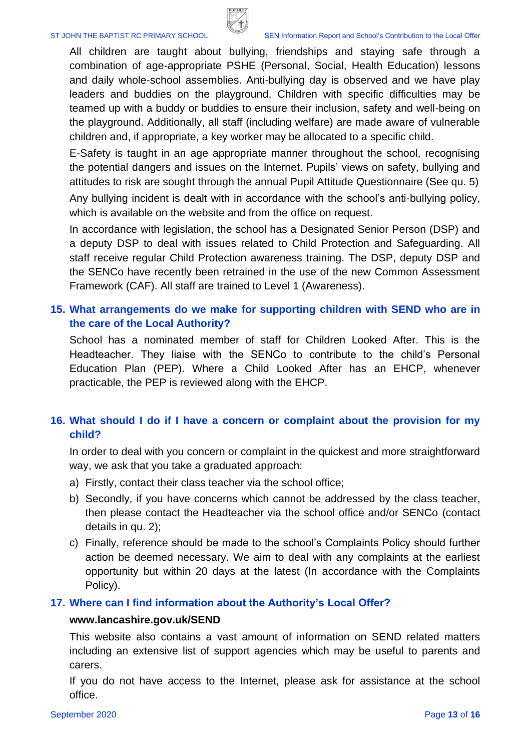All children are taught about bullying, friendships and staying safe through a combination of age-appropriate PSHE (Personal, Social, Health Education) lessons and daily whole-school assemblies. Anti-bullying day is observed and we have play leaders and buddies on the playground. Children with specific difficulties may be teamed up with a buddy or buddies to ensure their inclusion, safety and well-being on the playground. Additionally, all staff (including welfare) are made aware of vulnerable children and, if appropriate, a key worker may be allocated to a specific child.

E-Safety is taught in an age appropriate manner throughout the school, recognising the potential dangers and issues on the Internet. Pupils' views on safety, bullying and attitudes to risk are sought through the annual Pupil Attitude Questionnaire (See qu. 5)

Any bullying incident is dealt with in accordance with the school's anti-bullying policy, which is available on the website and from the office on request.

In accordance with legislation, the school has a Designated Senior Person (DSP) and a deputy DSP to deal with issues related to Child Protection and Safeguarding. All staff receive regular Child Protection awareness training. The DSP, deputy DSP and the SENCo have recently been retrained in the use of the new Common Assessment Framework (CAF). All staff are trained to Level 1 (Awareness).

## 15. What arrangements do we make for supporting children with SEND who are in the care of the Local Authority?

School has a nominated member of staff for Children Looked After. This is the Headteacher. They liaise with the SENCo to contribute to the child's Personal Education Plan (PEP). Where a Child Looked After has an EHCP, whenever practicable, the PEP is reviewed along with the EHCP.

## 16. What should I do if I have a concern or complaint about the provision for my child?

In order to deal with you concern or complaint in the quickest and more straightforward way, we ask that you take a graduated approach:

a) Firstly, contact their class teacher via the school office;
b) Secondly, if you have concerns which cannot be addressed by the class teacher, then please contact the Headteacher via the school office and/or SENCo (contact details in qu. 2);
c) Finally, reference should be made to the school's Complaints Policy should further action be deemed necessary. We aim to deal with any complaints at the earliest opportunity but within 20 days at the latest (In accordance with the Complaints Policy).

## 17. Where can I find information about the Authority's Local Offer?

**www.lancashire.gov.uk/SEND**

This website also contains a vast amount of information on SEND related matters including an extensive list of support agencies which may be useful to parents and carers.

If you do not have access to the Internet, please ask for assistance at the school office.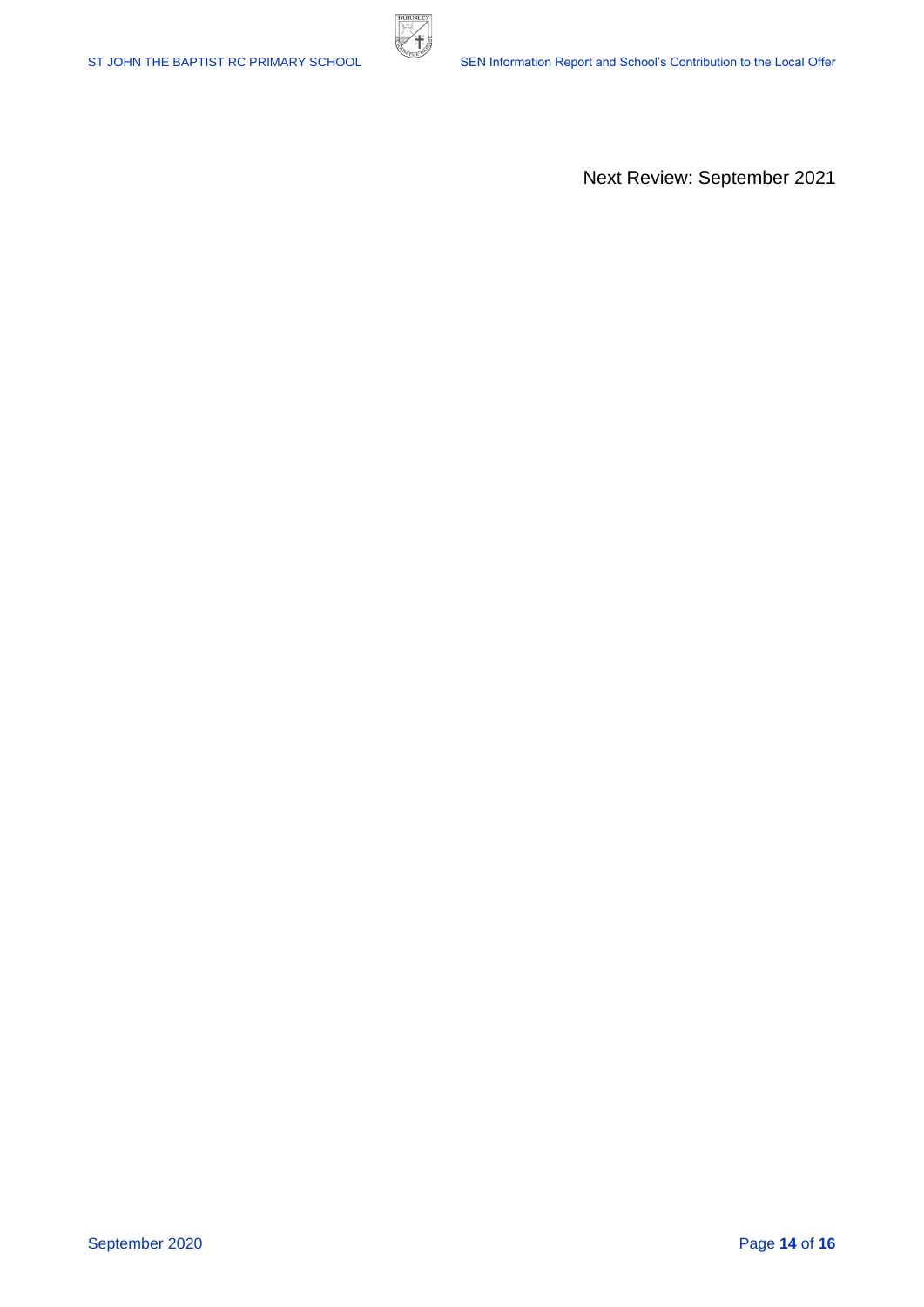Next Review: September 2021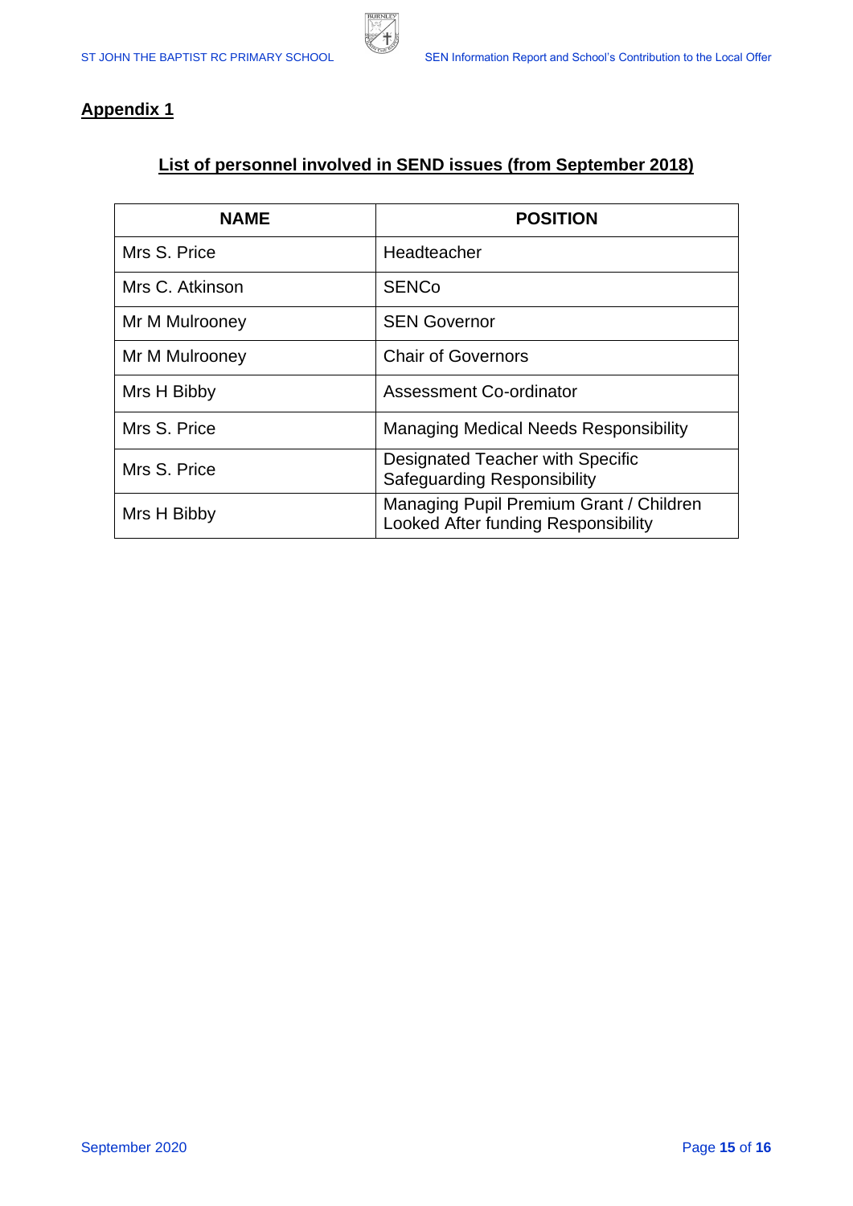## Appendix 1

### List of personnel involved in SEND issues (from September 2018)

| NAME | POSITION |
| --- | --- |
| Mrs S. Price | Headteacher |
| Mrs C. Atkinson | SENCo |
| Mr M Mulrooney | SEN Governor |
| Mr M Mulrooney | Chair of Governors |
| Mrs H Bibby | Assessment Co-ordinator |
| Mrs S. Price | Managing Medical Needs Responsibility |
| Mrs S. Price | Designated Teacher with Specific Safeguarding Responsibility |
| Mrs H Bibby | Managing Pupil Premium Grant / Children Looked After funding Responsibility |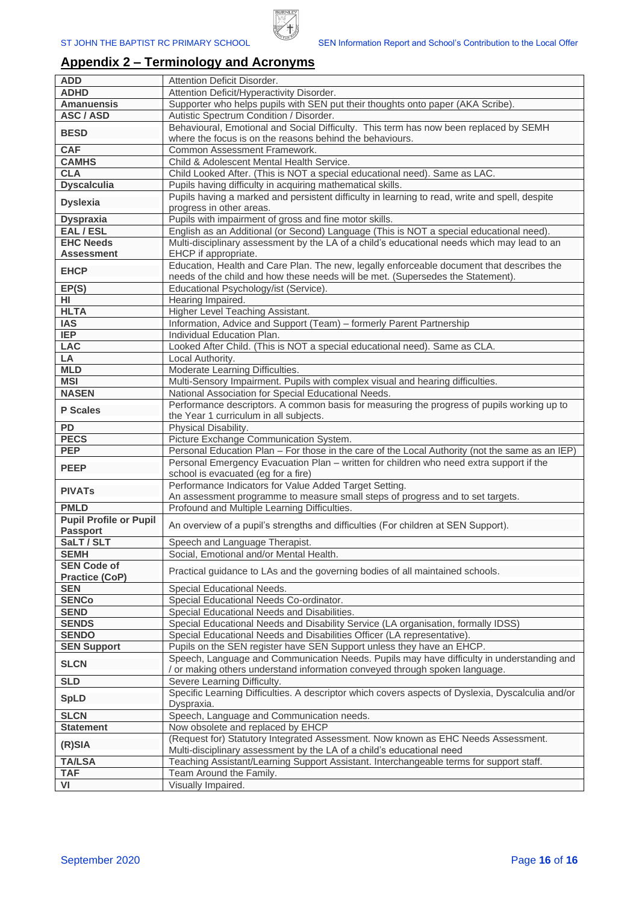## Appendix 2 – Terminology and Acronyms

| | |
|---|---|
| **ADD** | Attention Deficit Disorder. |
| **ADHD** | Attention Deficit/Hyperactivity Disorder. |
| **Amanuensis** | Supporter who helps pupils with SEN put their thoughts onto paper (AKA Scribe). |
| **ASC / ASD** | Autistic Spectrum Condition / Disorder. |
| **BESD** | Behavioural, Emotional and Social Difficulty. This term has now been replaced by SEMH where the focus is on the reasons behind the behaviours. |
| **CAF** | Common Assessment Framework. |
| **CAMHS** | Child & Adolescent Mental Health Service. |
| **CLA** | Child Looked After. (This is NOT a special educational need). Same as LAC. |
| **Dyscalculia** | Pupils having difficulty in acquiring mathematical skills. |
| **Dyslexia** | Pupils having a marked and persistent difficulty in learning to read, write and spell, despite progress in other areas. |
| **Dyspraxia** | Pupils with impairment of gross and fine motor skills. |
| **EAL / ESL** | English as an Additional (or Second) Language (This is NOT a special educational need). |
| **EHC Needs Assessment** | Multi-disciplinary assessment by the LA of a child's educational needs which may lead to an EHCP if appropriate. |
| **EHCP** | Education, Health and Care Plan. The new, legally enforceable document that describes the needs of the child and how these needs will be met. (Supersedes the Statement). |
| **EP(S)** | Educational Psychology/ist (Service). |
| **HI** | Hearing Impaired. |
| **HLTA** | Higher Level Teaching Assistant. |
| **IAS** | Information, Advice and Support (Team) – formerly Parent Partnership |
| **IEP** | Individual Education Plan. |
| **LAC** | Looked After Child. (This is NOT a special educational need). Same as CLA. |
| **LA** | Local Authority. |
| **MLD** | Moderate Learning Difficulties. |
| **MSI** | Multi-Sensory Impairment. Pupils with complex visual and hearing difficulties. |
| **NASEN** | National Association for Special Educational Needs. |
| **P Scales** | Performance descriptors. A common basis for measuring the progress of pupils working up to the Year 1 curriculum in all subjects. |
| **PD** | Physical Disability. |
| **PECS** | Picture Exchange Communication System. |
| **PEP** | Personal Education Plan – For those in the care of the Local Authority (not the same as an IEP) |
| **PEEP** | Personal Emergency Evacuation Plan – written for children who need extra support if the school is evacuated (eg for a fire) |
| **PIVATs** | Performance Indicators for Value Added Target Setting. An assessment programme to measure small steps of progress and to set targets. |
| **PMLD** | Profound and Multiple Learning Difficulties. |
| **Pupil Profile or Pupil Passport** | An overview of a pupil's strengths and difficulties (For children at SEN Support). |
| **SaLT / SLT** | Speech and Language Therapist. |
| **SEMH** | Social, Emotional and/or Mental Health. |
| **SEN Code of Practice (CoP)** | Practical guidance to LAs and the governing bodies of all maintained schools. |
| **SEN** | Special Educational Needs. |
| **SENCo** | Special Educational Needs Co-ordinator. |
| **SEND** | Special Educational Needs and Disabilities. |
| **SENDS** | Special Educational Needs and Disability Service (LA organisation, formally IDSS) |
| **SENDO** | Special Educational Needs and Disabilities Officer (LA representative). |
| **SEN Support** | Pupils on the SEN register have SEN Support unless they have an EHCP. |
| **SLCN** | Speech, Language and Communication Needs. Pupils may have difficulty in understanding and / or making others understand information conveyed through spoken language. |
| **SLD** | Severe Learning Difficulty. |
| **SpLD** | Specific Learning Difficulties. A descriptor which covers aspects of Dyslexia, Dyscalculia and/or Dyspraxia. |
| **SLCN** | Speech, Language and Communication needs. |
| **Statement** | Now obsolete and replaced by EHCP |
| **(R)SIA** | (Request for) Statutory Integrated Assessment. Now known as EHC Needs Assessment. Multi-disciplinary assessment by the LA of a child's educational need |
| **TA/LSA** | Teaching Assistant/Learning Support Assistant. Interchangeable terms for support staff. |
| **TAF** | Team Around the Family. |
| **VI** | Visually Impaired. |

September 2020